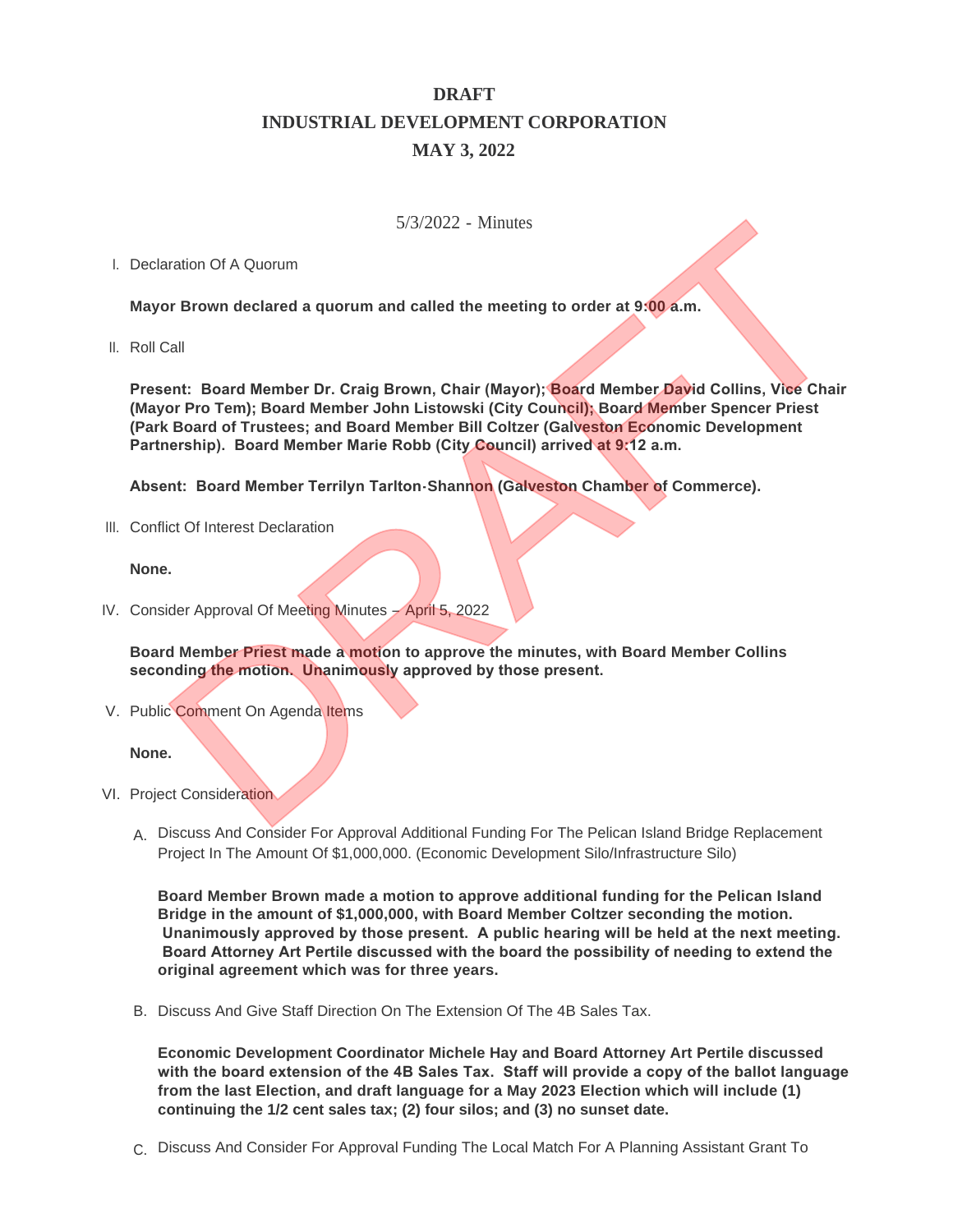# DRAFT

# INDUSTRIAL DEVELOPMENT CORPORATION

# MAY 3, 2022

5/3/2022 - Minutes

I. Declaration Of A Quorum

**Mayor Brown declared a quorum and called the meeting to order at 9:00 a.m.**

II. Roll Call

**Present: Board Member Dr. Craig Brown, Chair (Mayor); Board Member David Collins, Vice Chair (Mayor Pro Tem); Board Member John Listowski (City Council); Board Member Spencer Priest (Park Board of Trustees; and Board Member Bill Coltzer (Galveston Economic Development Partnership). Board Member Marie Robb (City Council) arrived at 9:12 a.m.**

**Absent: Board Member Terrilyn Tarlton-Shannon (Galveston Chamber of Commerce).**

III. Conflict Of Interest Declaration

**None.**

IV. Consider Approval Of Meeting Minutes – April 5, 2022

**Board Member Priest made a motion to approve the minutes, with Board Member Collins seconding the motion. Unanimously approved by those present.**

V. Public Comment On Agenda Items

**None.**

VI. Project Consideration

A. Discuss And Consider For Approval Additional Funding For The Pelican Island Bridge Replacement Project In The Amount Of $1,000,000. (Economic Development Silo/Infrastructure Silo)

**Board Member Brown made a motion to approve additional funding for the Pelican Island Bridge in the amount of $1,000,000, with Board Member Coltzer seconding the motion. Unanimously approved by those present. A public hearing will be held at the next meeting. Board Attorney Art Pertile discussed with the board the possibility of needing to extend the original agreement which was for three years.**

B. Discuss And Give Staff Direction On The Extension Of The 4B Sales Tax.

**Economic Development Coordinator Michele Hay and Board Attorney Art Pertile discussed with the board extension of the 4B Sales Tax. Staff will provide a copy of the ballot language from the last Election, and draft language for a May 2023 Election which will include (1) continuing the 1/2 cent sales tax; (2) four silos; and (3) no sunset date.**

C. Discuss And Consider For Approval Funding The Local Match For A Planning Assistant Grant To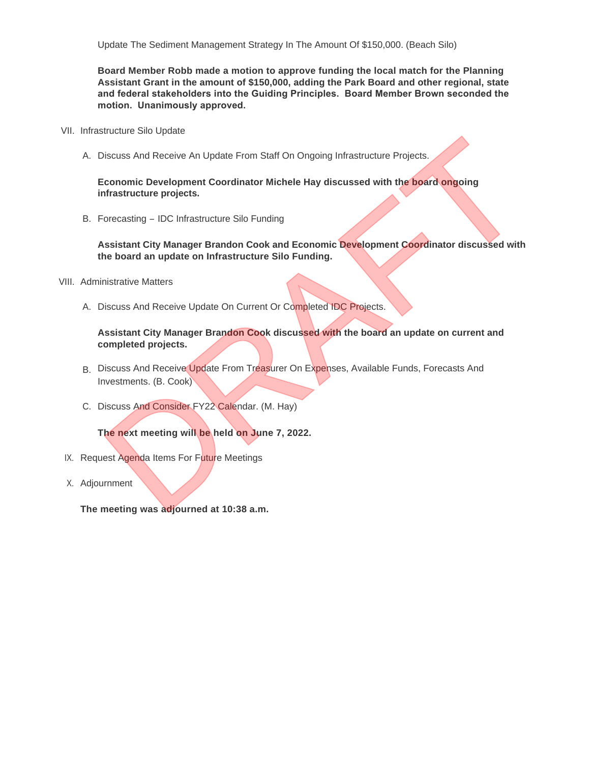Update The Sediment Management Strategy In The Amount Of $150,000. (Beach Silo)

**Board Member Robb made a motion to approve funding the local match for the Planning Assistant Grant in the amount of $150,000, adding the Park Board and other regional, state and federal stakeholders into the Guiding Principles. Board Member Brown seconded the motion. Unanimously approved.**

VII. Infrastructure Silo Update

A. Discuss And Receive An Update From Staff On Ongoing Infrastructure Projects.

**Economic Development Coordinator Michele Hay discussed with the board ongoing infrastructure projects.**

B. Forecasting – IDC Infrastructure Silo Funding

**Assistant City Manager Brandon Cook and Economic Development Coordinator discussed with the board an update on Infrastructure Silo Funding.**

VIII. Administrative Matters

A. Discuss And Receive Update On Current Or Completed IDC Projects.

**Assistant City Manager Brandon Cook discussed with the board an update on current and completed projects.**

B. Discuss And Receive Update From Treasurer On Expenses, Available Funds, Forecasts And Investments. (B. Cook)

C. Discuss And Consider FY22 Calendar. (M. Hay)

**The next meeting will be held on June 7, 2022.**

IX. Request Agenda Items For Future Meetings

X. Adjournment

**The meeting was adjourned at 10:38 a.m.**

DRAFT